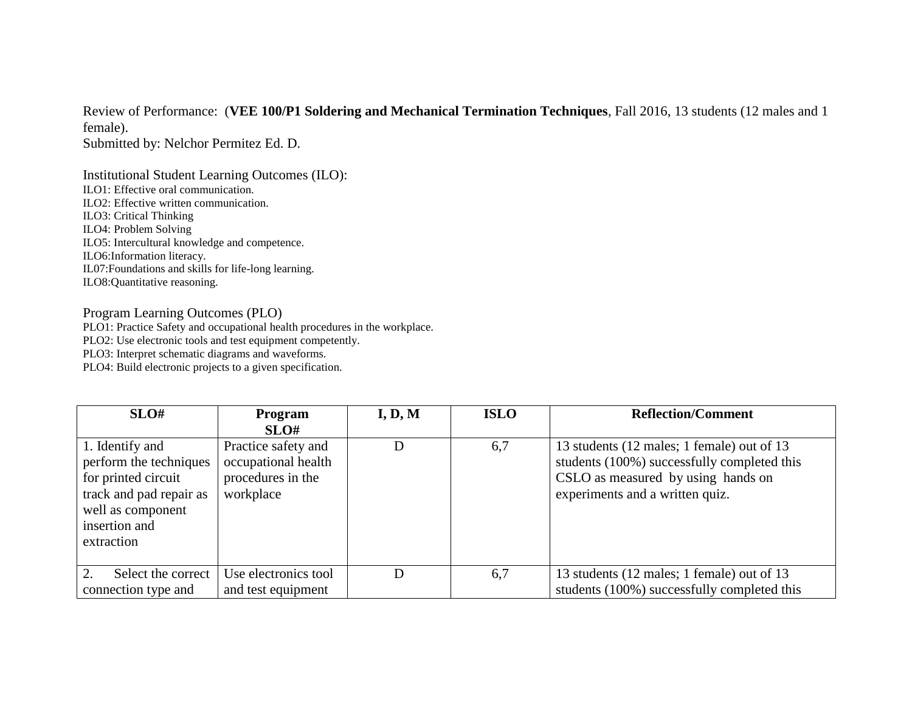Review of Performance: (**VEE 100/P1 Soldering and Mechanical Termination Techniques**, Fall 2016, 13 students (12 males and 1 female).
Submitted by: Nelchor Permitez Ed. D.

Institutional Student Learning Outcomes (ILO):
ILO1: Effective oral communication.
ILO2: Effective written communication.
ILO3: Critical Thinking
ILO4: Problem Solving
ILO5: Intercultural knowledge and competence.
ILO6:Information literacy.
IL07:Foundations and skills for life-long learning.
ILO8:Quantitative reasoning.

Program Learning Outcomes (PLO)
PLO1: Practice Safety and occupational health procedures in the workplace.
PLO2: Use electronic tools and test equipment competently.
PLO3: Interpret schematic diagrams and waveforms.
PLO4: Build electronic projects to a given specification.

| SLO# | Program SLO# | I, D, M | ISLO | Reflection/Comment |
|---|---|---|---|---|
| 1. Identify and perform the techniques for printed circuit track and pad repair as well as component insertion and extraction | Practice safety and occupational health procedures in the workplace | D | 6,7 | 13 students (12 males; 1 female) out of 13 students (100%) successfully completed this CSLO as measured by using hands on experiments and a written quiz. |
| 2. Select the correct connection type and | Use electronics tool and test equipment | D | 6,7 | 13 students (12 males; 1 female) out of 13 students (100%) successfully completed this |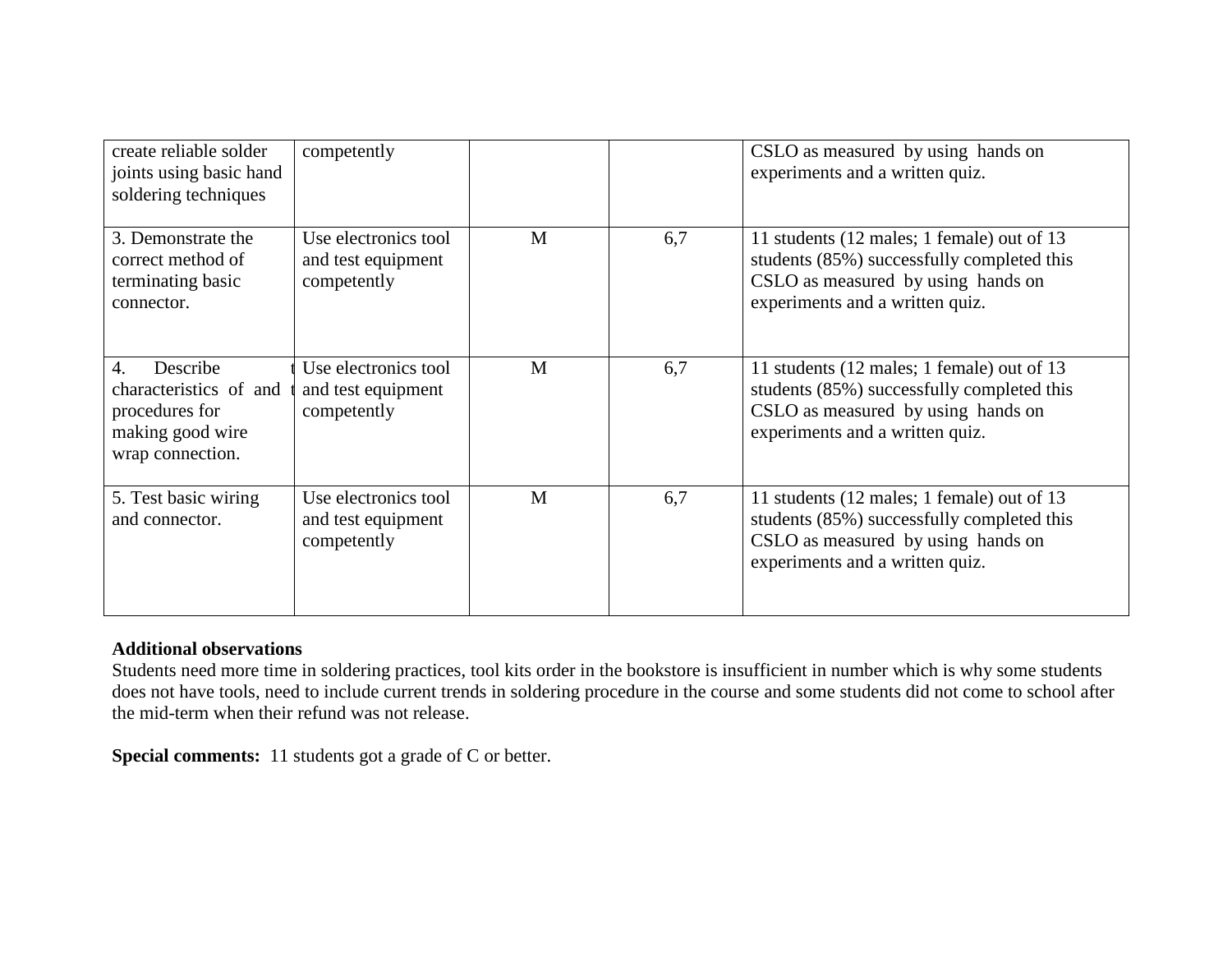| | | | | |
|---|---|---|---|---|
| create reliable solder joints using basic hand soldering techniques | competently | | | CSLO as measured by using hands on experiments and a written quiz. |
| 3. Demonstrate the correct method of terminating basic connector. | Use electronics tool and test equipment competently | M | 6,7 | 11 students (12 males; 1 female) out of 13 students (85%) successfully completed this CSLO as measured by using hands on experiments and a written quiz. |
| 4. Describe t characteristics of and t procedures for making good wire wrap connection. | Use electronics tool and test equipment competently | M | 6,7 | 11 students (12 males; 1 female) out of 13 students (85%) successfully completed this CSLO as measured by using hands on experiments and a written quiz. |
| 5. Test basic wiring and connector. | Use electronics tool and test equipment competently | M | 6,7 | 11 students (12 males; 1 female) out of 13 students (85%) successfully completed this CSLO as measured by using hands on experiments and a written quiz. |

**Additional observations**

Students need more time in soldering practices, tool kits order in the bookstore is insufficient in number which is why some students does not have tools, need to include current trends in soldering procedure in the course and some students did not come to school after the mid-term when their refund was not release.

**Special comments:** 11 students got a grade of C or better.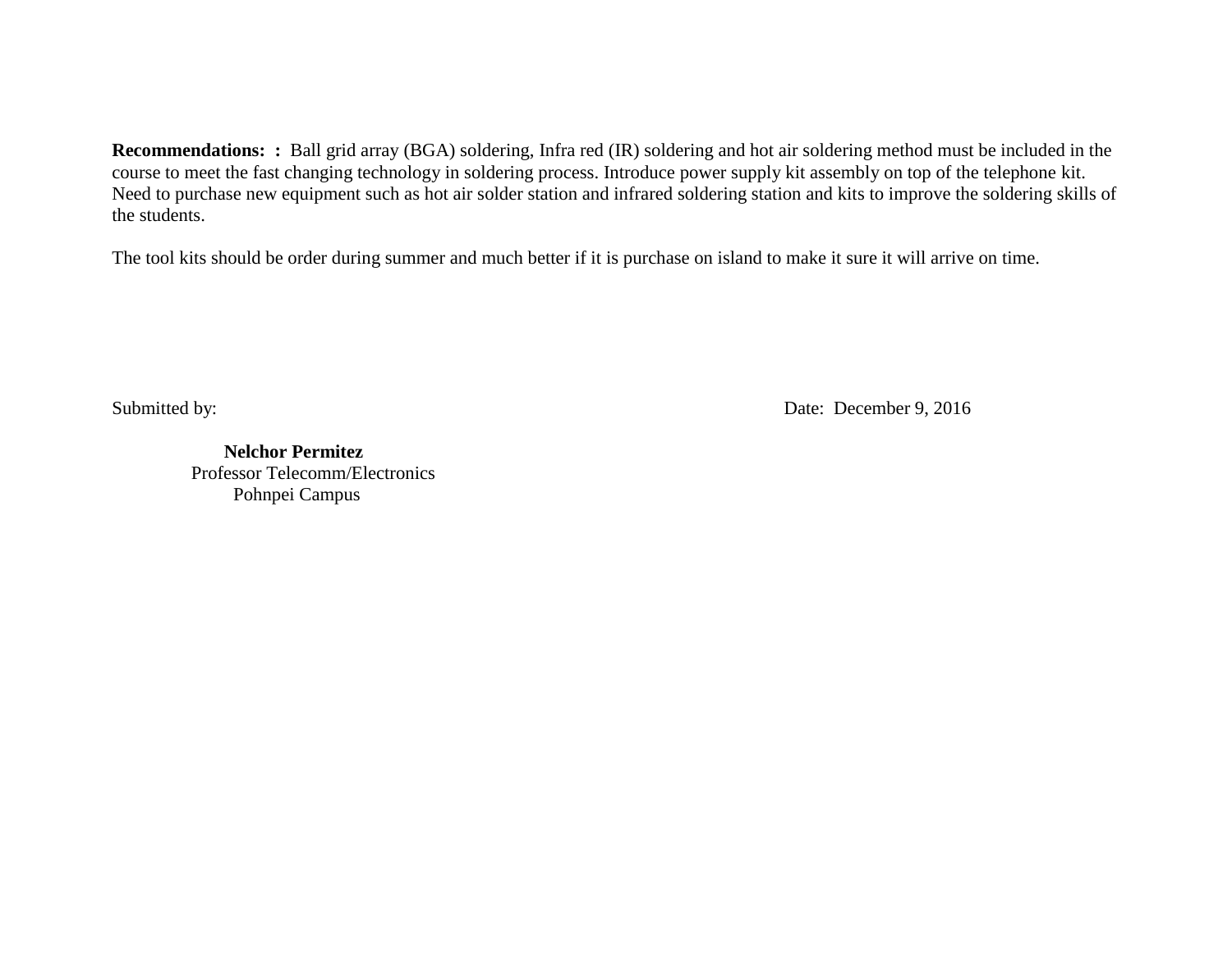**Recommendations: :** Ball grid array (BGA) soldering, Infra red (IR) soldering and hot air soldering method must be included in the course to meet the fast changing technology in soldering process. Introduce power supply kit assembly on top of the telephone kit. Need to purchase new equipment such as hot air solder station and infrared soldering station and kits to improve the soldering skills of the students.

The tool kits should be order during summer and much better if it is purchase on island to make it sure it will arrive on time.

Submitted by: Date: December 9, 2016

**Nelchor Permitez**
Professor Telecomm/Electronics
Pohnpei Campus